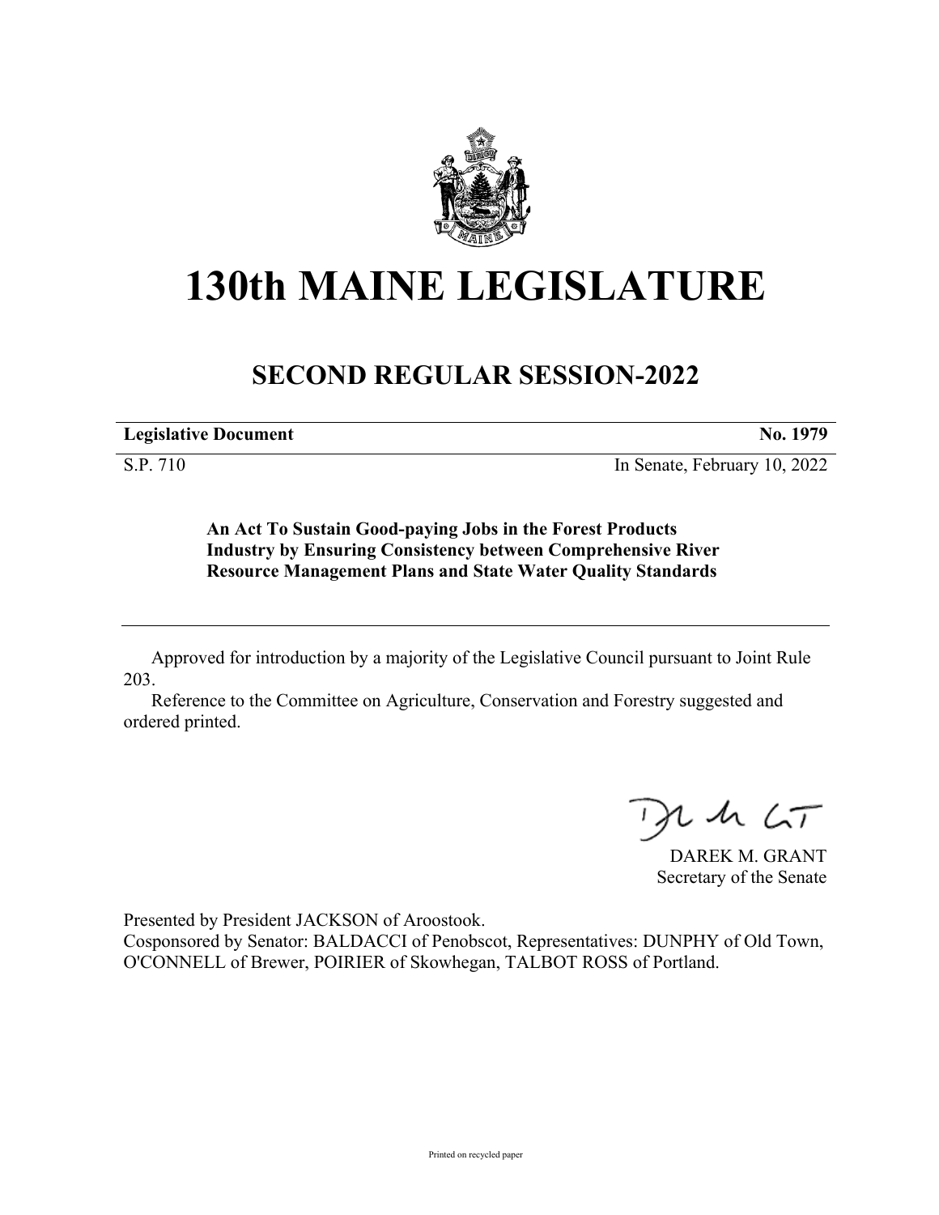# 130th MAINE LEGISLATURE

## SECOND REGULAR SESSION-2022

**Legislative Document** **No. 1979**

S.P. 710 In Senate, February 10, 2022

**An Act To Sustain Good-paying Jobs in the Forest Products Industry by Ensuring Consistency between Comprehensive River Resource Management Plans and State Water Quality Standards**

---

Approved for introduction by a majority of the Legislative Council pursuant to Joint Rule 203.

Reference to the Committee on Agriculture, Conservation and Forestry suggested and ordered printed.

DAREK M. GRANT
Secretary of the Senate

Presented by President JACKSON of Aroostook.
Cosponsored by Senator: BALDACCI of Penobscot, Representatives: DUNPHY of Old Town, O'CONNELL of Brewer, POIRIER of Skowhegan, TALBOT ROSS of Portland.

Printed on recycled paper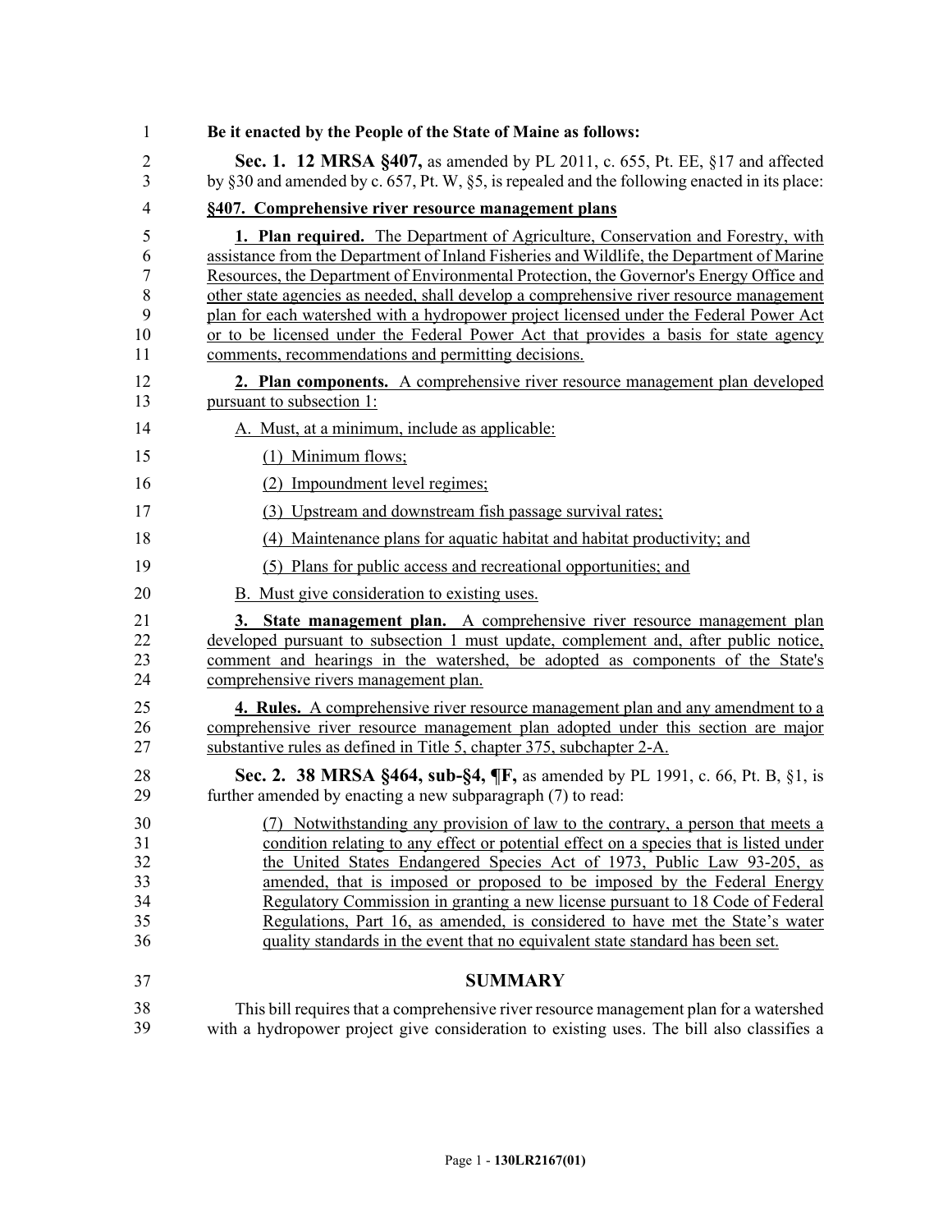**Be it enacted by the People of the State of Maine as follows:**

**Sec. 1. 12 MRSA §407,** as amended by PL 2011, c. 655, Pt. EE, §17 and affected by §30 and amended by c. 657, Pt. W, §5, is repealed and the following enacted in its place:

**§407. Comprehensive river resource management plans**

**1. Plan required.** The Department of Agriculture, Conservation and Forestry, with assistance from the Department of Inland Fisheries and Wildlife, the Department of Marine Resources, the Department of Environmental Protection, the Governor's Energy Office and other state agencies as needed, shall develop a comprehensive river resource management plan for each watershed with a hydropower project licensed under the Federal Power Act or to be licensed under the Federal Power Act that provides a basis for state agency comments, recommendations and permitting decisions.

**2. Plan components.** A comprehensive river resource management plan developed pursuant to subsection 1:

A. Must, at a minimum, include as applicable:

(1) Minimum flows;

(2) Impoundment level regimes;

(3) Upstream and downstream fish passage survival rates;

(4) Maintenance plans for aquatic habitat and habitat productivity; and

(5) Plans for public access and recreational opportunities; and

B. Must give consideration to existing uses.

**3. State management plan.** A comprehensive river resource management plan developed pursuant to subsection 1 must update, complement and, after public notice, comment and hearings in the watershed, be adopted as components of the State's comprehensive rivers management plan.

**4. Rules.** A comprehensive river resource management plan and any amendment to a comprehensive river resource management plan adopted under this section are major substantive rules as defined in Title 5, chapter 375, subchapter 2-A.

**Sec. 2. 38 MRSA §464, sub-§4, ¶F,** as amended by PL 1991, c. 66, Pt. B, §1, is further amended by enacting a new subparagraph (7) to read:

(7) Notwithstanding any provision of law to the contrary, a person that meets a condition relating to any effect or potential effect on a species that is listed under the United States Endangered Species Act of 1973, Public Law 93-205, as amended, that is imposed or proposed to be imposed by the Federal Energy Regulatory Commission in granting a new license pursuant to 18 Code of Federal Regulations, Part 16, as amended, is considered to have met the State's water quality standards in the event that no equivalent state standard has been set.

## SUMMARY

This bill requires that a comprehensive river resource management plan for a watershed with a hydropower project give consideration to existing uses. The bill also classifies a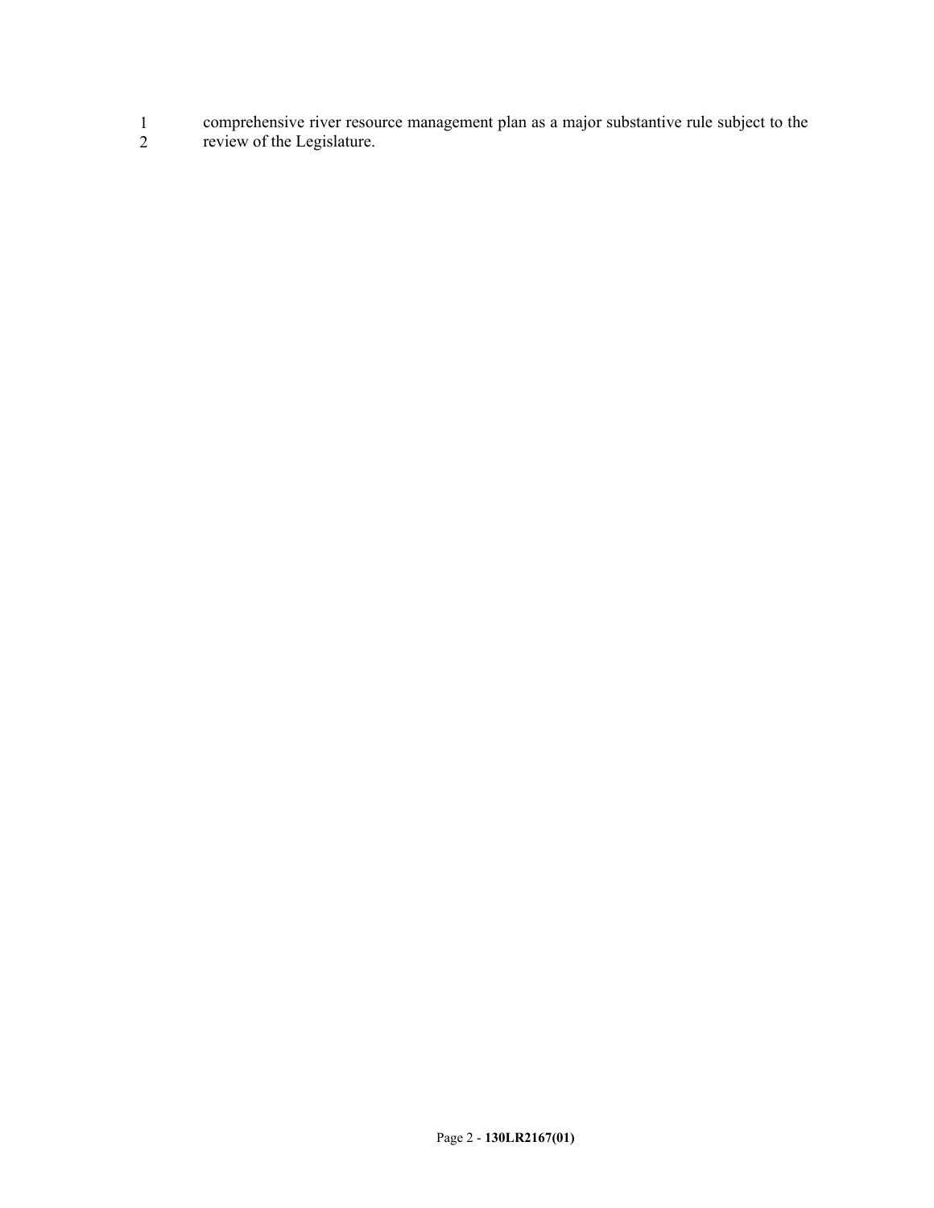comprehensive river resource management plan as a major substantive rule subject to the review of the Legislature.